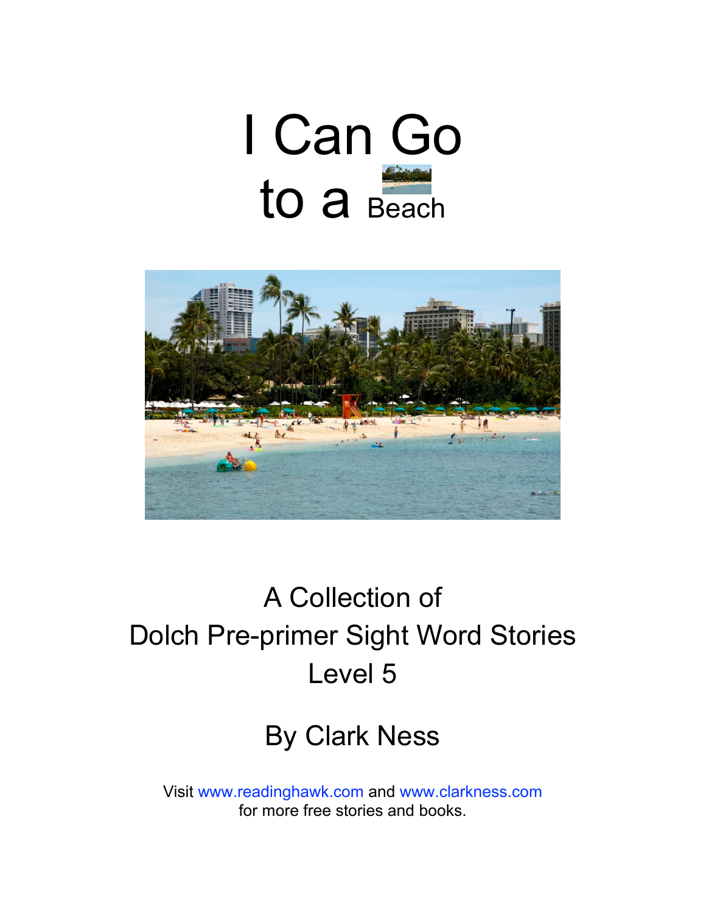# I Can Go to a Beach

A Collection of
Dolch Pre-primer Sight Word Stories
Level 5

By Clark Ness

Visit www.readinghawk.com and www.clarkness.com
for more free stories and books.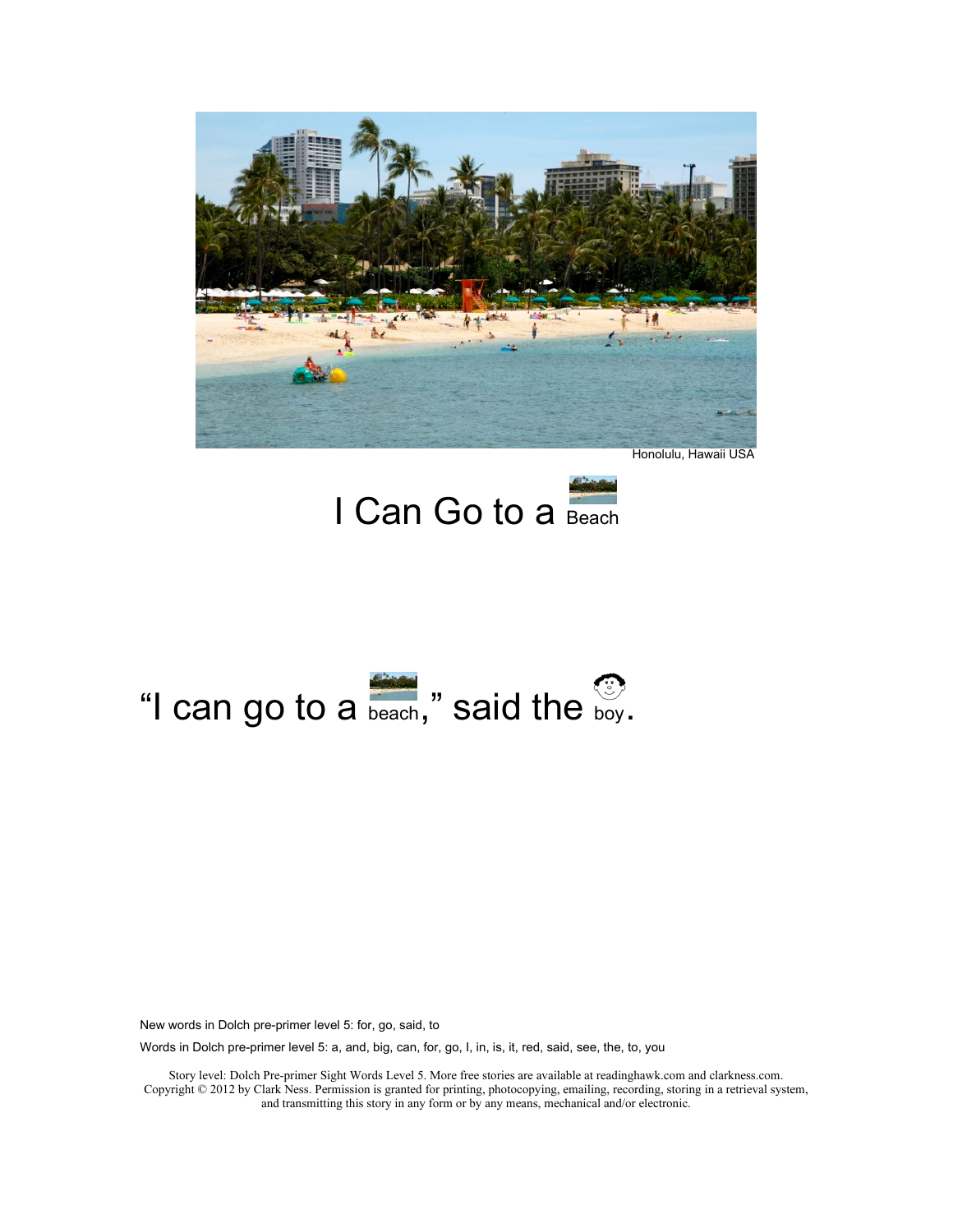Honolulu, Hawaii USA

# I Can Go to a Beach

"I can go to a beach," said the boy.

New words in Dolch pre-primer level 5: for, go, said, to

Words in Dolch pre-primer level 5: a, and, big, can, for, go, I, in, is, it, red, said, see, the, to, you

Story level: Dolch Pre-primer Sight Words Level 5. More free stories are available at readinghawk.com and clarkness.com. Copyright © 2012 by Clark Ness. Permission is granted for printing, photocopying, emailing, recording, storing in a retrieval system, and transmitting this story in any form or by any means, mechanical and/or electronic.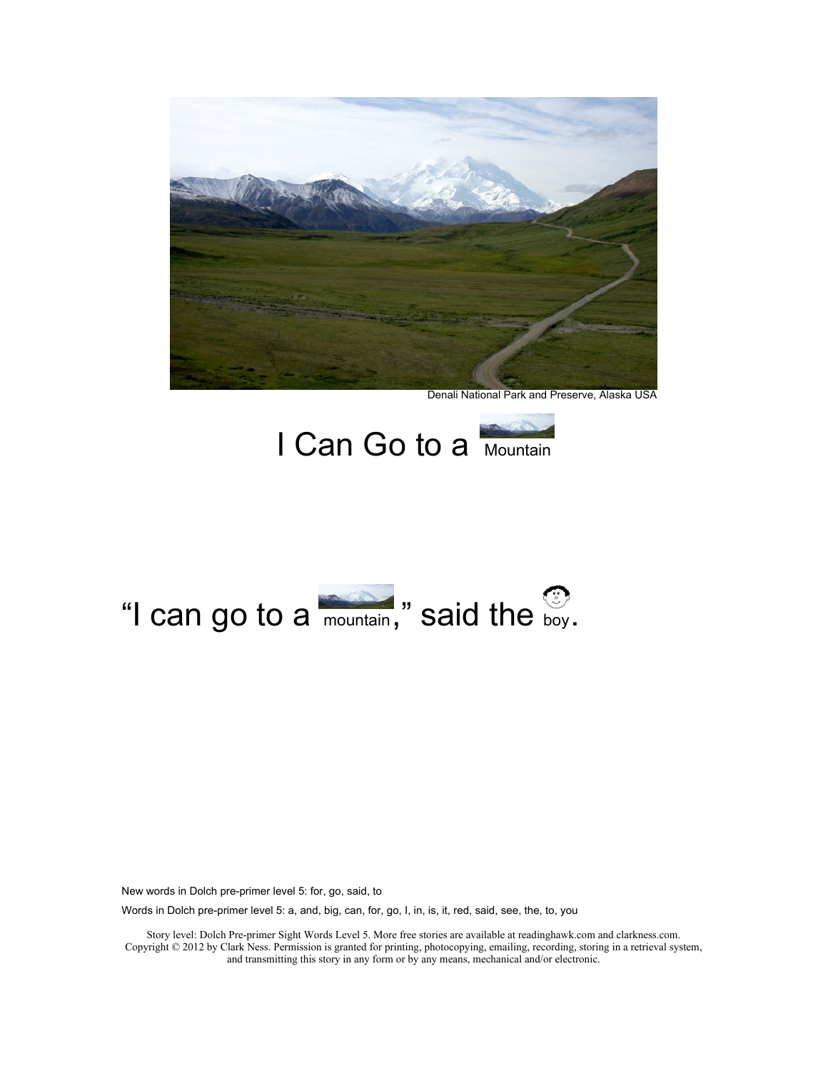Denali National Park and Preserve, Alaska USA

# I Can Go to a Mountain

"I can go to a mountain," said the boy.

New words in Dolch pre-primer level 5: for, go, said, to

Words in Dolch pre-primer level 5: a, and, big, can, for, go, I, in, is, it, red, said, see, the, to, you

Story level: Dolch Pre-primer Sight Words Level 5. More free stories are available at readinghawk.com and clarkness.com. Copyright © 2012 by Clark Ness. Permission is granted for printing, photocopying, emailing, recording, storing in a retrieval system, and transmitting this story in any form or by any means, mechanical and/or electronic.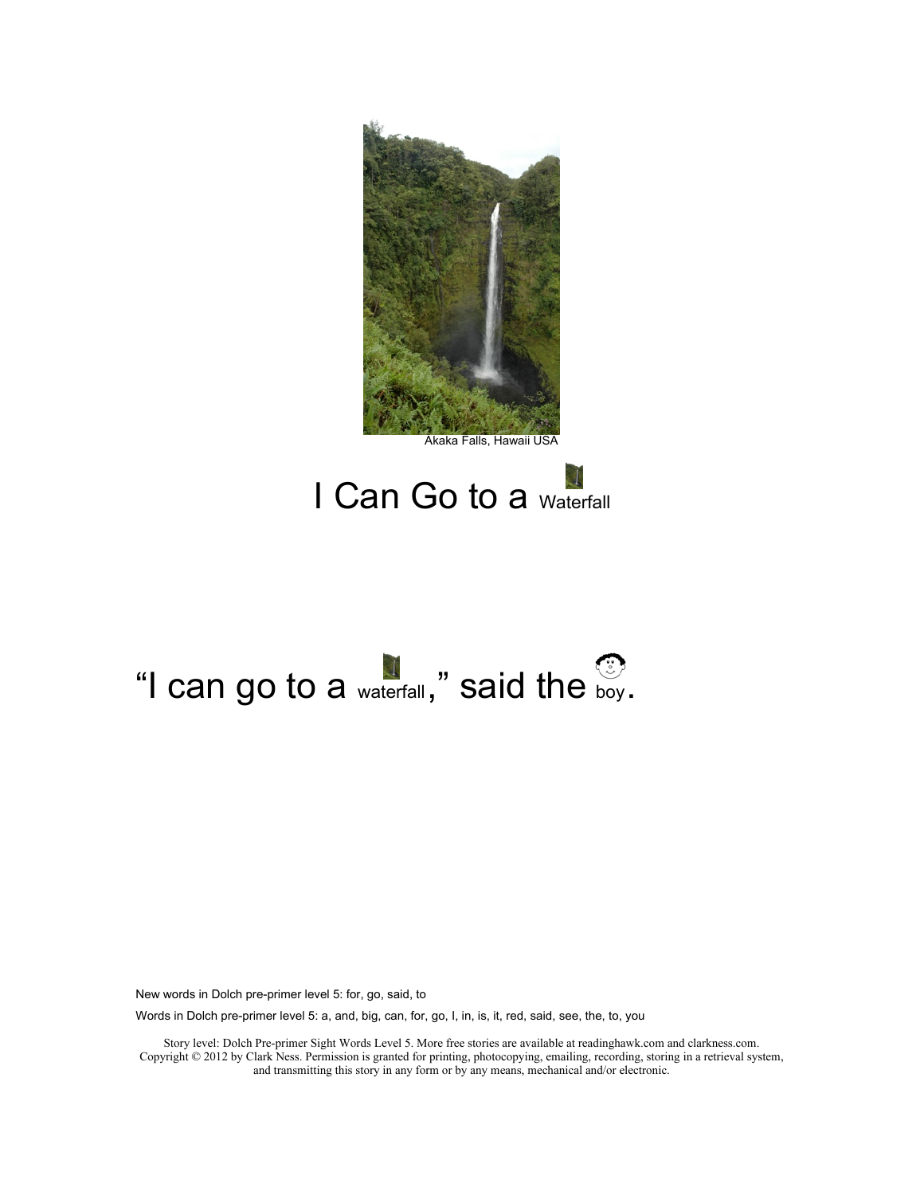Akaka Falls, Hawaii USA

# I Can Go to a Waterfall

"I can go to a waterfall," said the boy.

New words in Dolch pre-primer level 5: for, go, said, to

Words in Dolch pre-primer level 5: a, and, big, can, for, go, I, in, is, it, red, said, see, the, to, you

Story level: Dolch Pre-primer Sight Words Level 5. More free stories are available at readinghawk.com and clarkness.com. Copyright © 2012 by Clark Ness. Permission is granted for printing, photocopying, emailing, recording, storing in a retrieval system, and transmitting this story in any form or by any means, mechanical and/or electronic.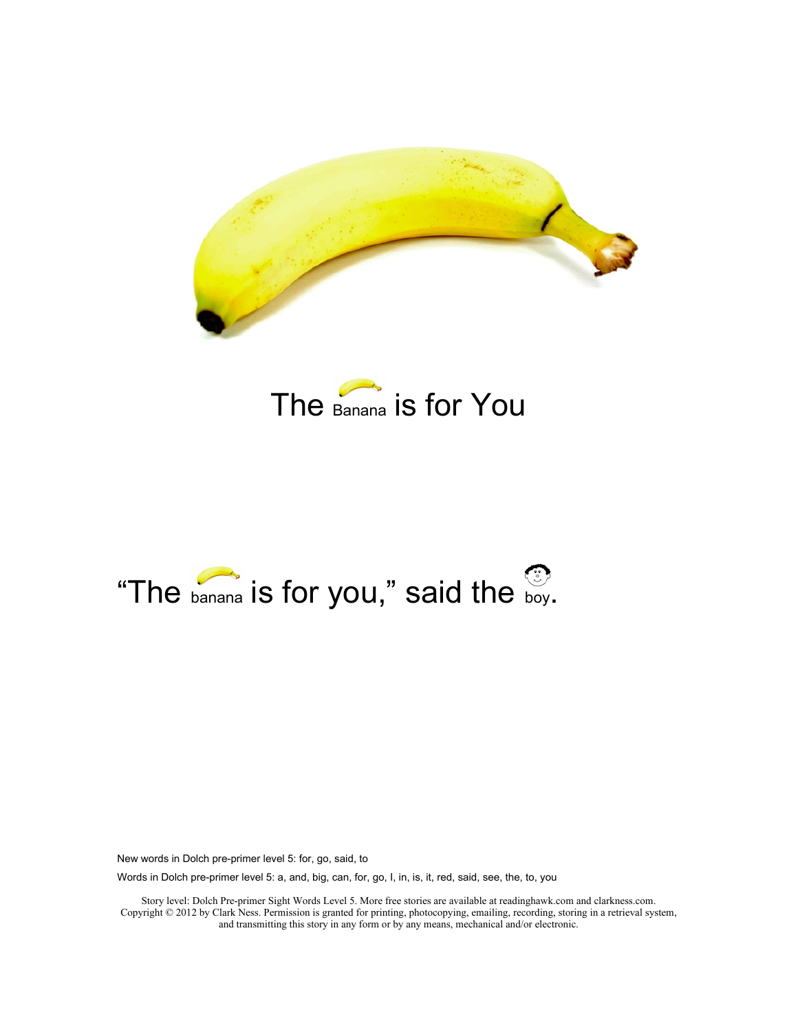# The Banana is for You

"The banana is for you," said the boy.

New words in Dolch pre-primer level 5: for, go, said, to

Words in Dolch pre-primer level 5: a, and, big, can, for, go, I, in, is, it, red, said, see, the, to, you

Story level: Dolch Pre-primer Sight Words Level 5. More free stories are available at readinghawk.com and clarkness.com.
Copyright © 2012 by Clark Ness. Permission is granted for printing, photocopying, emailing, recording, storing in a retrieval system, and transmitting this story in any form or by any means, mechanical and/or electronic.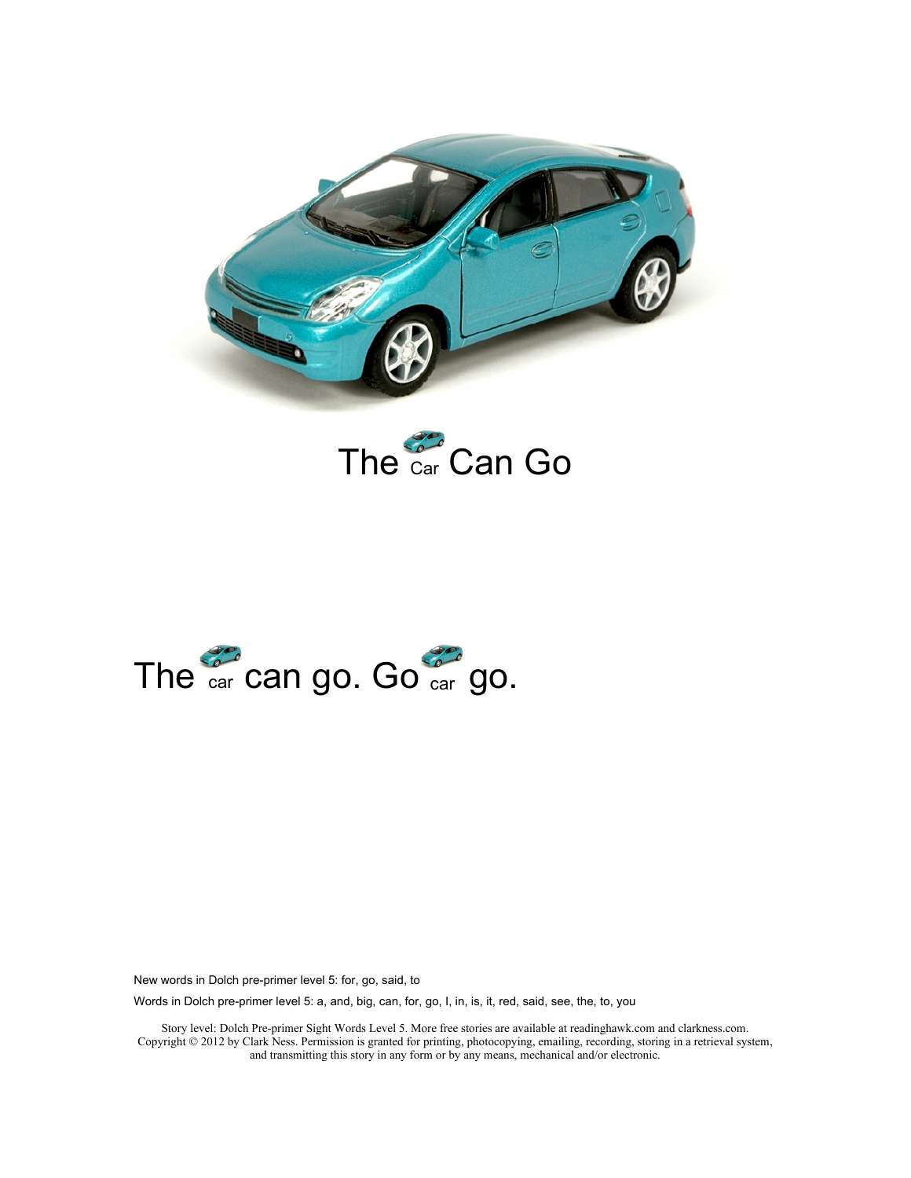# The Car Can Go

The car can go. Go car go.

New words in Dolch pre-primer level 5: for, go, said, to

Words in Dolch pre-primer level 5: a, and, big, can, for, go, I, in, is, it, red, said, see, the, to, you

Story level: Dolch Pre-primer Sight Words Level 5. More free stories are available at readinghawk.com and clarkness.com. Copyright © 2012 by Clark Ness. Permission is granted for printing, photocopying, emailing, recording, storing in a retrieval system, and transmitting this story in any form or by any means, mechanical and/or electronic.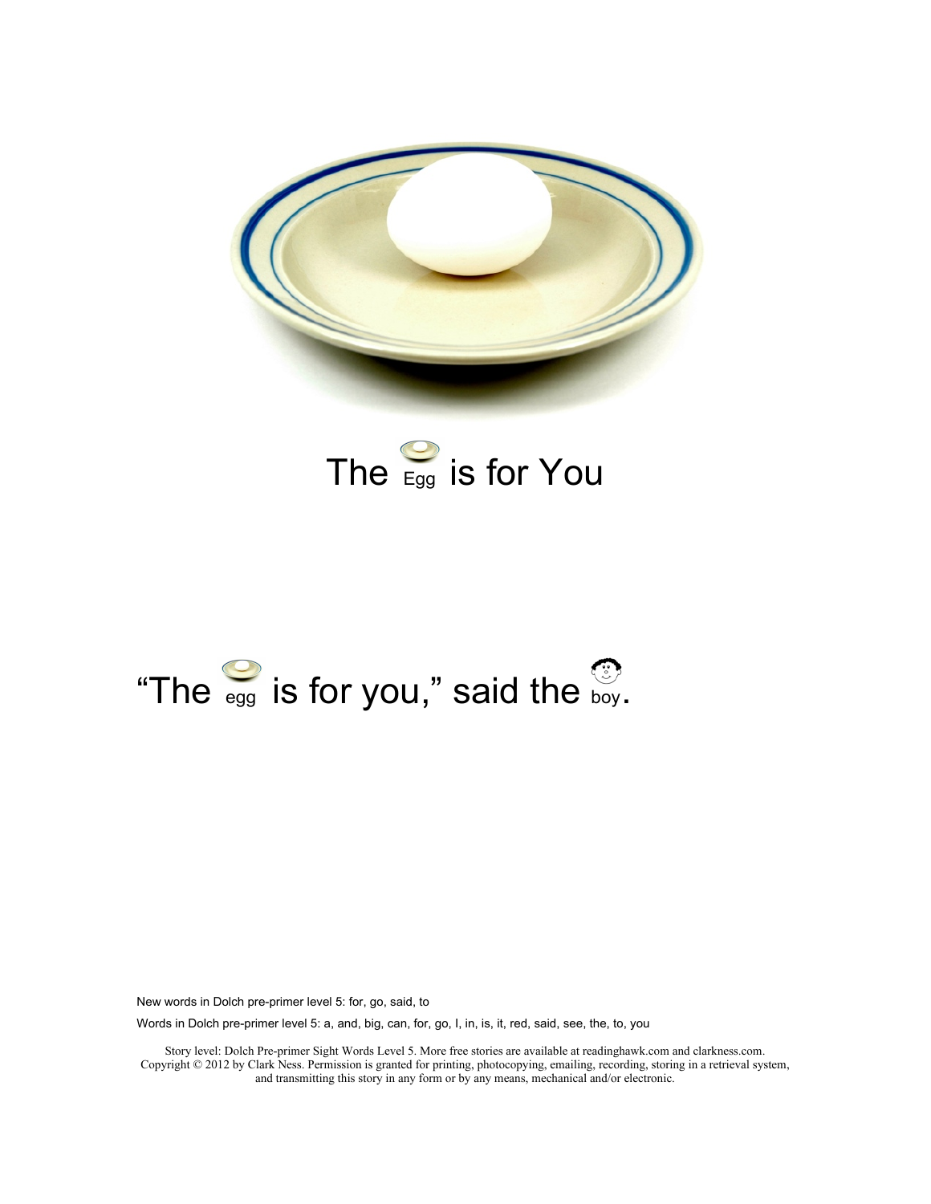# The Egg is for You

"The egg is for you," said the boy.

New words in Dolch pre-primer level 5: for, go, said, to

Words in Dolch pre-primer level 5: a, and, big, can, for, go, I, in, is, it, red, said, see, the, to, you

Story level: Dolch Pre-primer Sight Words Level 5. More free stories are available at readinghawk.com and clarkness.com. Copyright © 2012 by Clark Ness. Permission is granted for printing, photocopying, emailing, recording, storing in a retrieval system, and transmitting this story in any form or by any means, mechanical and/or electronic.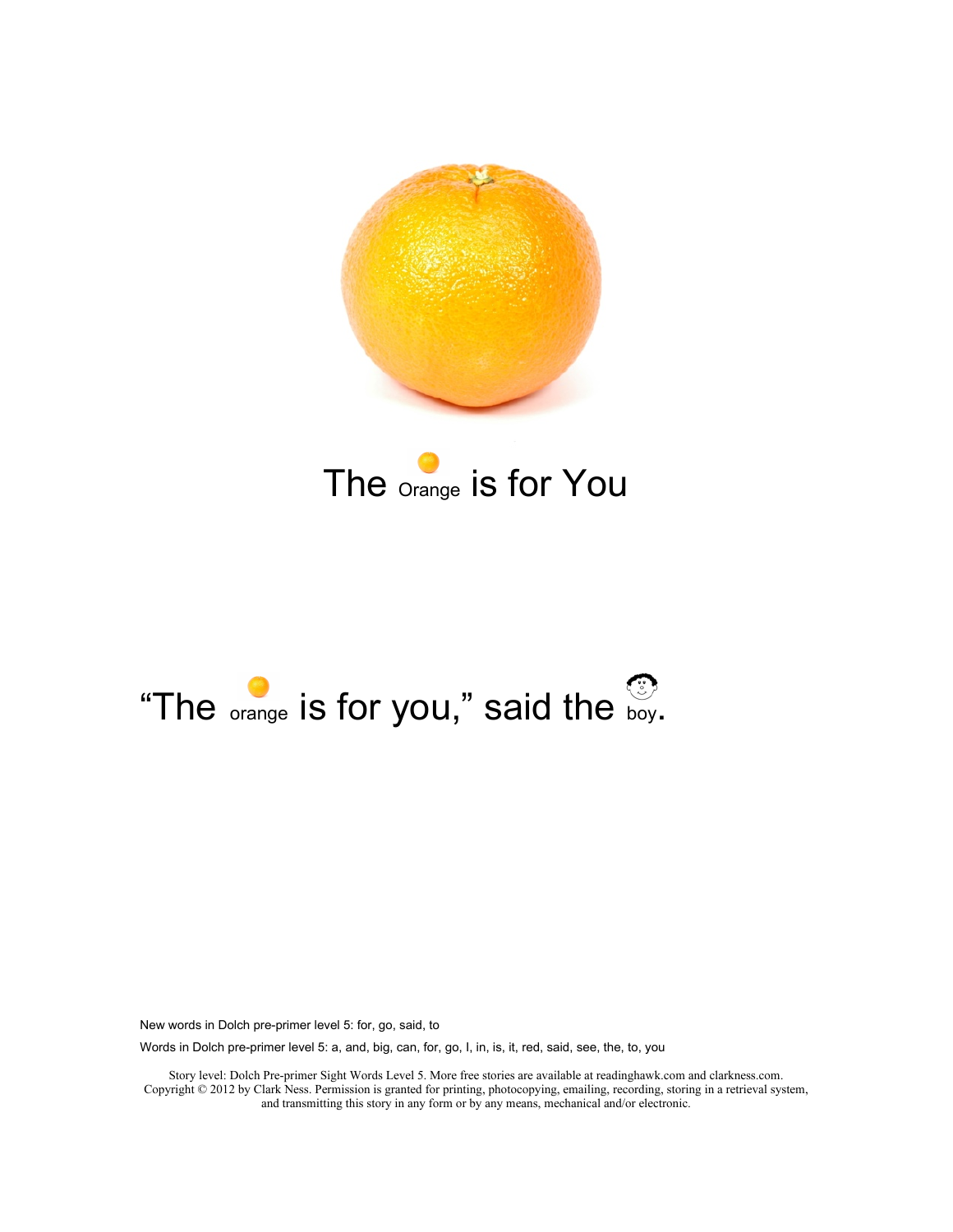# The Orange is for You

"The orange is for you," said the boy.

New words in Dolch pre-primer level 5: for, go, said, to

Words in Dolch pre-primer level 5: a, and, big, can, for, go, I, in, is, it, red, said, see, the, to, you

Story level: Dolch Pre-primer Sight Words Level 5. More free stories are available at readinghawk.com and clarkness.com. Copyright © 2012 by Clark Ness. Permission is granted for printing, photocopying, emailing, recording, storing in a retrieval system, and transmitting this story in any form or by any means, mechanical and/or electronic.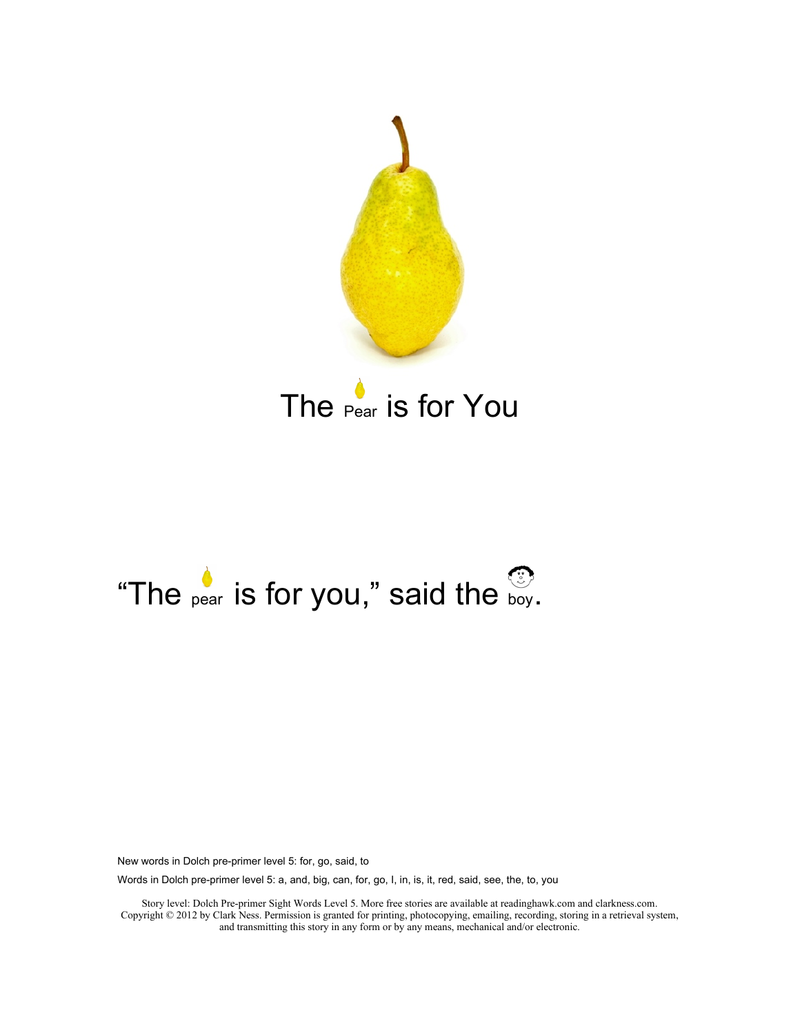# The Pear is for You

"The pear is for you," said the boy.

New words in Dolch pre-primer level 5: for, go, said, to

Words in Dolch pre-primer level 5: a, and, big, can, for, go, I, in, is, it, red, said, see, the, to, you

Story level: Dolch Pre-primer Sight Words Level 5. More free stories are available at readinghawk.com and clarkness.com. Copyright © 2012 by Clark Ness. Permission is granted for printing, photocopying, emailing, recording, storing in a retrieval system, and transmitting this story in any form or by any means, mechanical and/or electronic.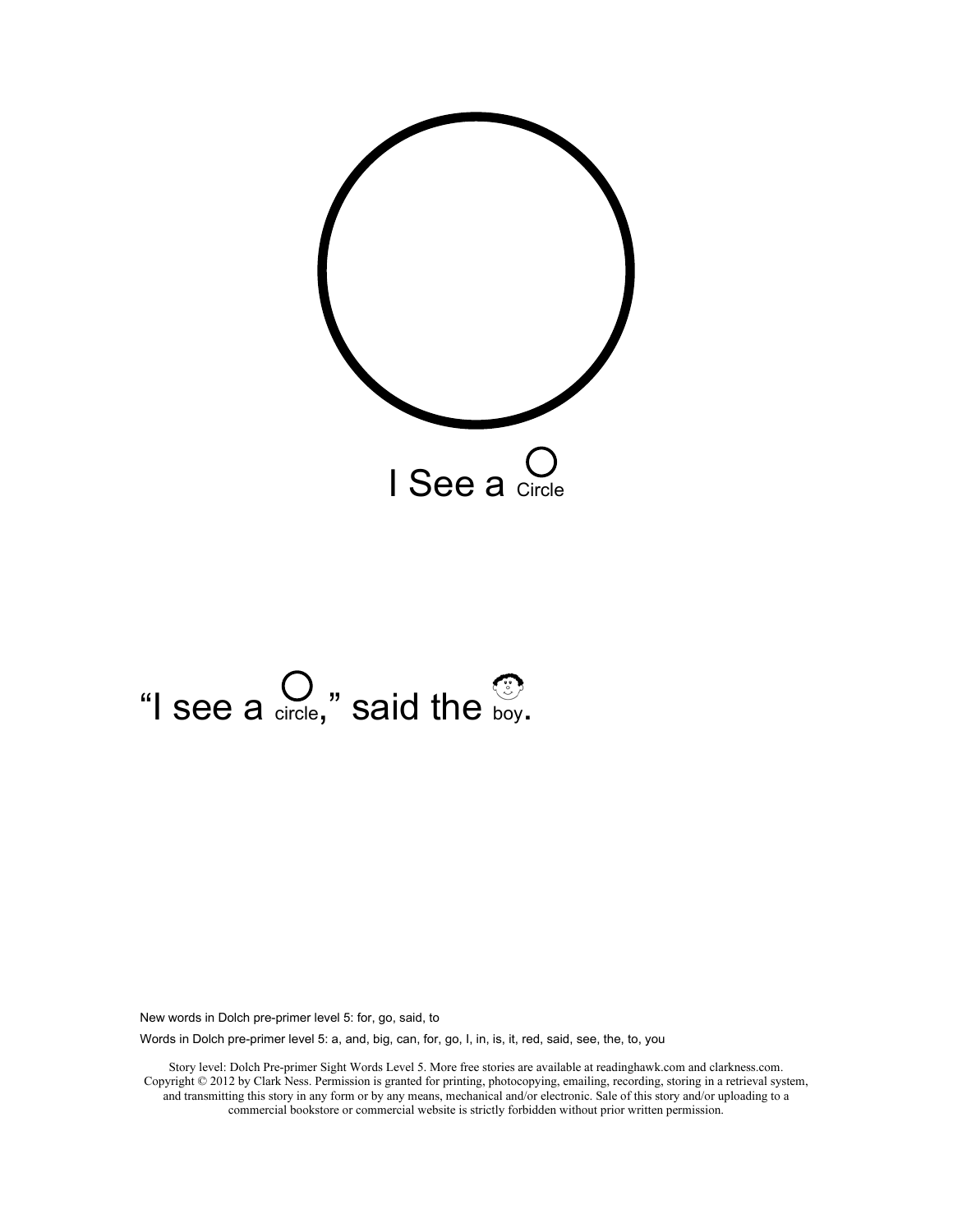I See a ○ Circle

"I see a ○ circle," said the boy.

New words in Dolch pre-primer level 5: for, go, said, to

Words in Dolch pre-primer level 5: a, and, big, can, for, go, I, in, is, it, red, said, see, the, to, you

Story level: Dolch Pre-primer Sight Words Level 5. More free stories are available at readinghawk.com and clarkness.com. Copyright © 2012 by Clark Ness. Permission is granted for printing, photocopying, emailing, recording, storing in a retrieval system, and transmitting this story in any form or by any means, mechanical and/or electronic. Sale of this story and/or uploading to a commercial bookstore or commercial website is strictly forbidden without prior written permission.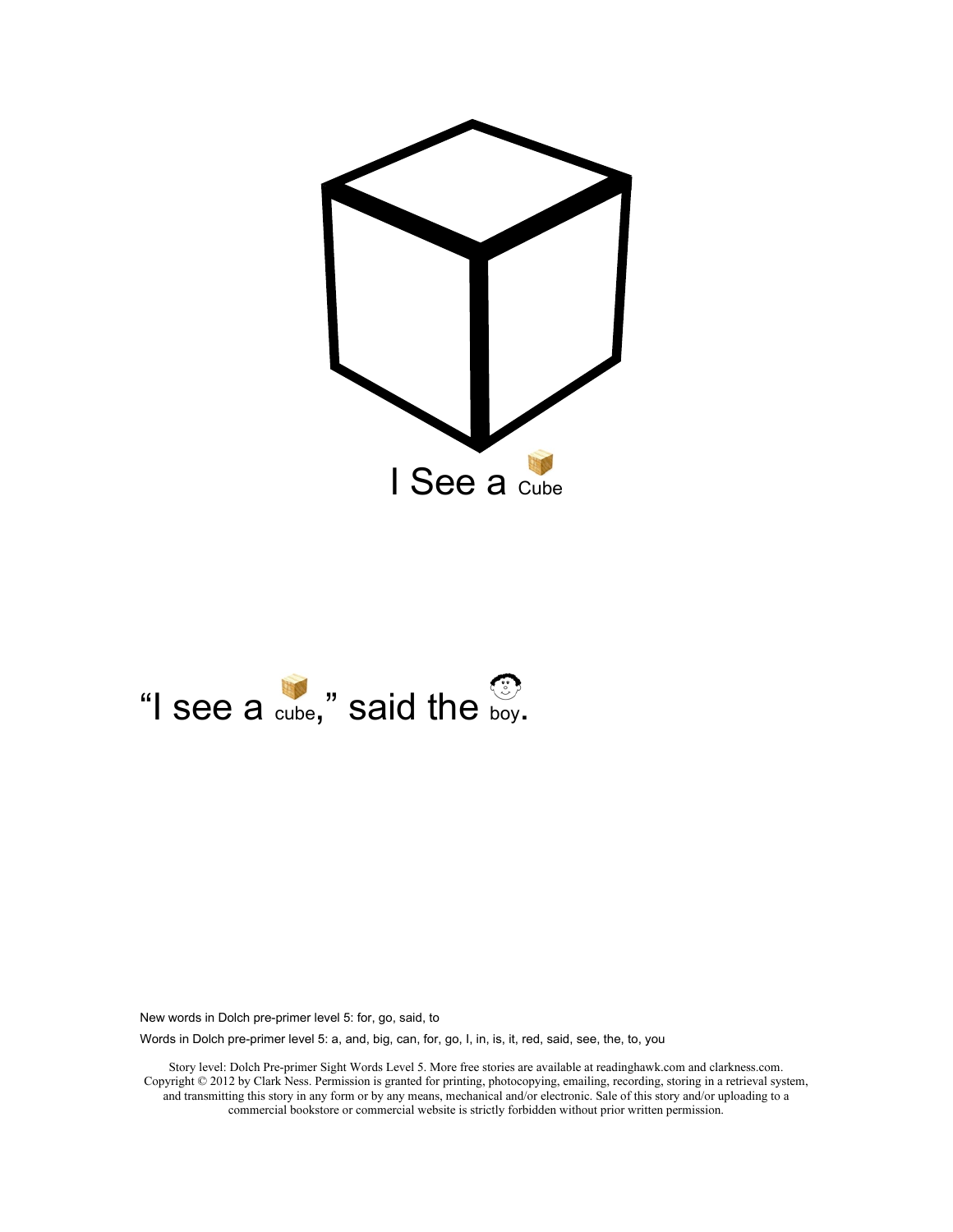I See a Cube

"I see a cube," said the boy.

New words in Dolch pre-primer level 5: for, go, said, to

Words in Dolch pre-primer level 5: a, and, big, can, for, go, I, in, is, it, red, said, see, the, to, you

Story level: Dolch Pre-primer Sight Words Level 5. More free stories are available at readinghawk.com and clarkness.com. Copyright © 2012 by Clark Ness. Permission is granted for printing, photocopying, emailing, recording, storing in a retrieval system, and transmitting this story in any form or by any means, mechanical and/or electronic. Sale of this story and/or uploading to a commercial bookstore or commercial website is strictly forbidden without prior written permission.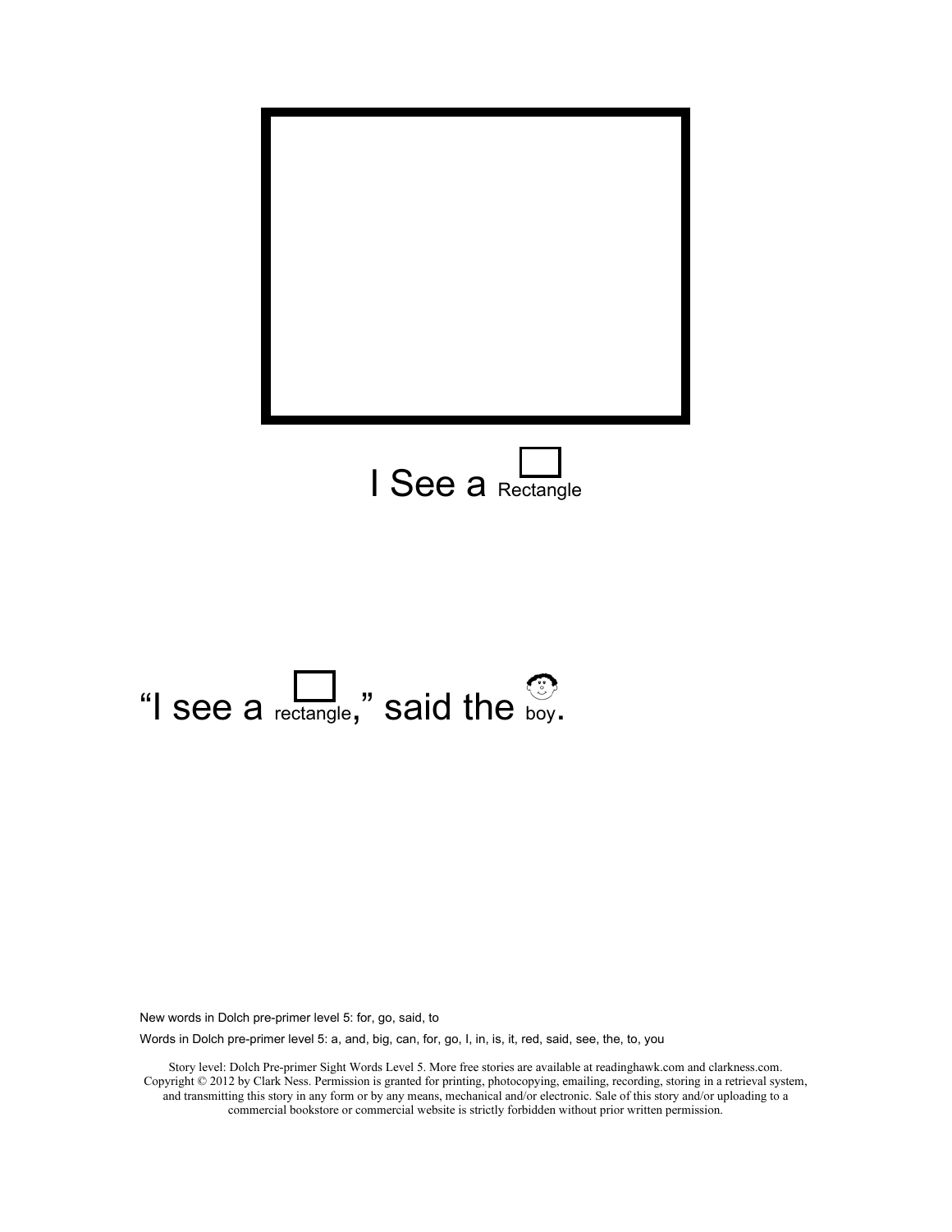I See a Rectangle

"I see a rectangle," said the boy.

New words in Dolch pre-primer level 5: for, go, said, to

Words in Dolch pre-primer level 5: a, and, big, can, for, go, I, in, is, it, red, said, see, the, to, you

Story level: Dolch Pre-primer Sight Words Level 5. More free stories are available at readinghawk.com and clarkness.com. Copyright © 2012 by Clark Ness. Permission is granted for printing, photocopying, emailing, recording, storing in a retrieval system, and transmitting this story in any form or by any means, mechanical and/or electronic. Sale of this story and/or uploading to a commercial bookstore or commercial website is strictly forbidden without prior written permission.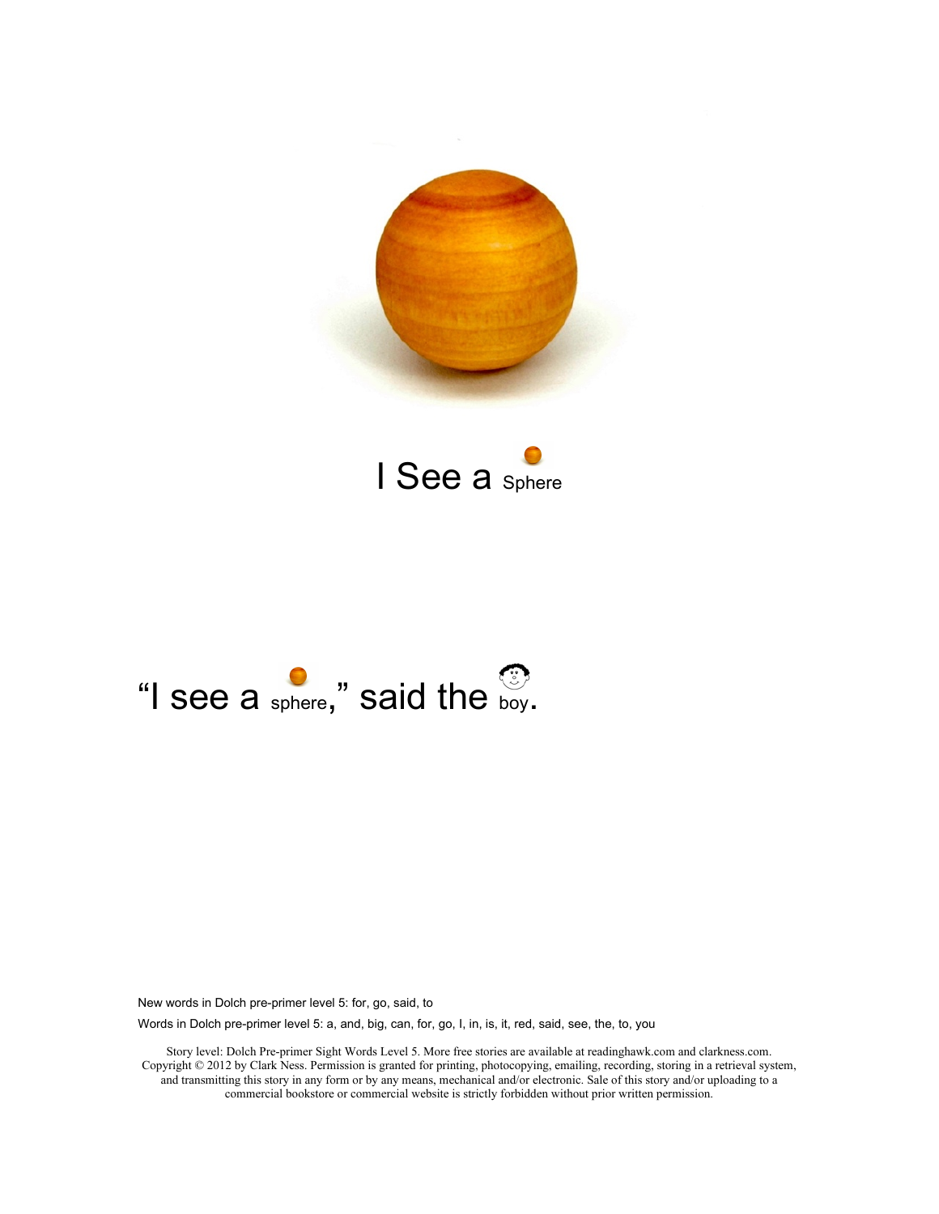# I See a Sphere

"I see a sphere," said the boy.

New words in Dolch pre-primer level 5: for, go, said, to

Words in Dolch pre-primer level 5: a, and, big, can, for, go, I, in, is, it, red, said, see, the, to, you

Story level: Dolch Pre-primer Sight Words Level 5. More free stories are available at readinghawk.com and clarkness.com. Copyright © 2012 by Clark Ness. Permission is granted for printing, photocopying, emailing, recording, storing in a retrieval system, and transmitting this story in any form or by any means, mechanical and/or electronic. Sale of this story and/or uploading to a commercial bookstore or commercial website is strictly forbidden without prior written permission.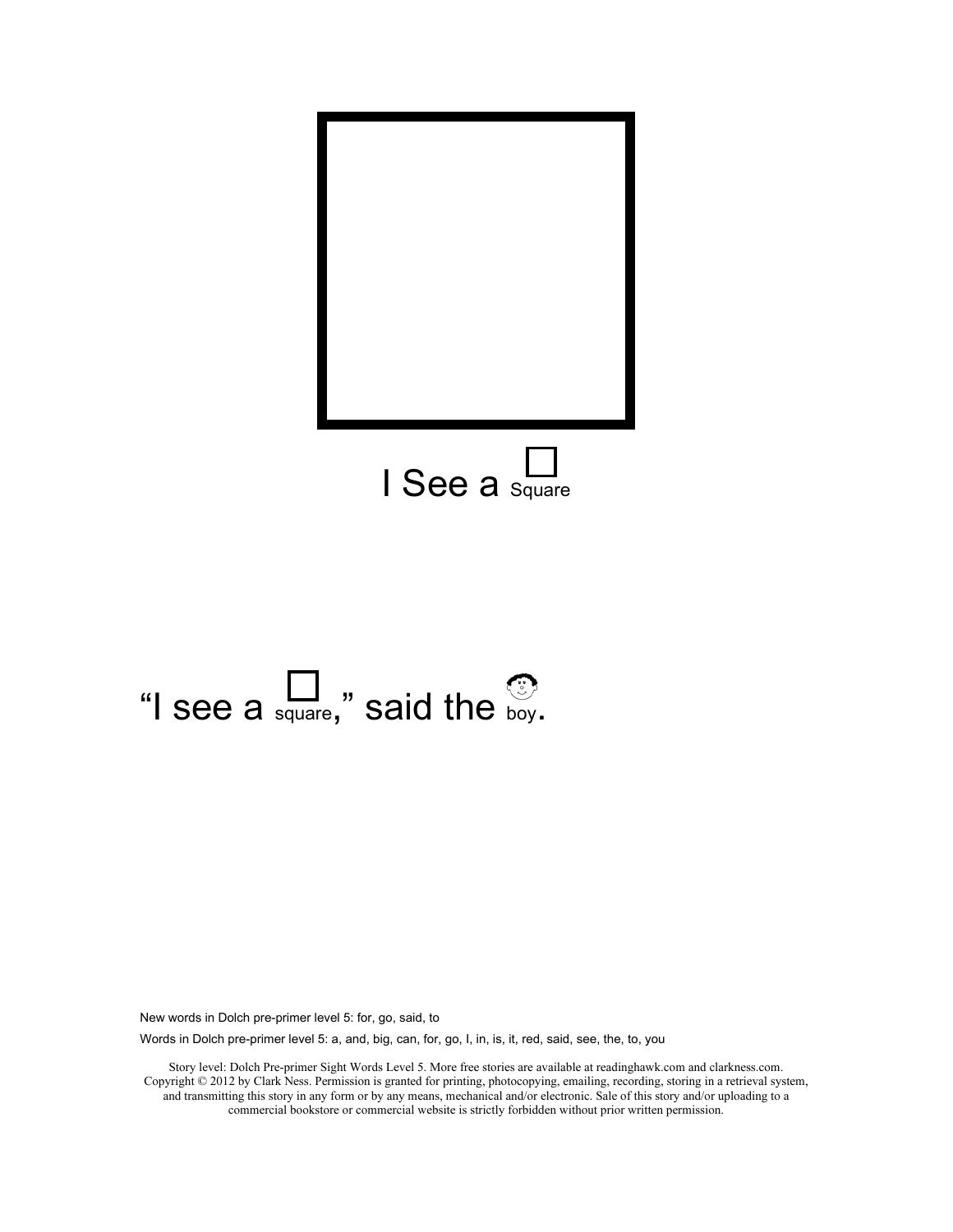I See a Square

"I see a square," said the boy.

New words in Dolch pre-primer level 5: for, go, said, to

Words in Dolch pre-primer level 5: a, and, big, can, for, go, I, in, is, it, red, said, see, the, to, you

Story level: Dolch Pre-primer Sight Words Level 5. More free stories are available at readinghawk.com and clarkness.com. Copyright © 2012 by Clark Ness. Permission is granted for printing, photocopying, emailing, recording, storing in a retrieval system, and transmitting this story in any form or by any means, mechanical and/or electronic. Sale of this story and/or uploading to a commercial bookstore or commercial website is strictly forbidden without prior written permission.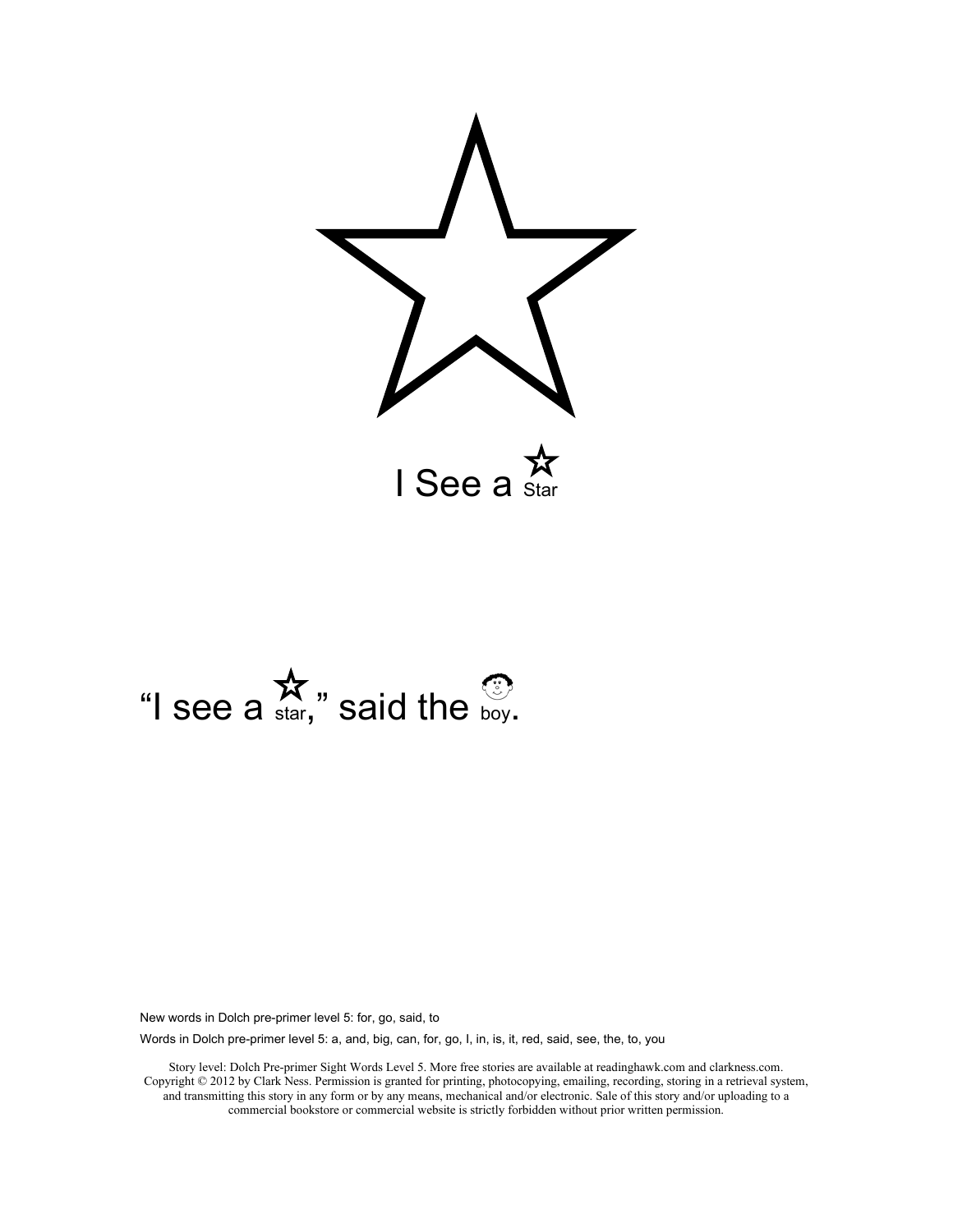# I See a Star

"I see a star," said the boy.

New words in Dolch pre-primer level 5: for, go, said, to

Words in Dolch pre-primer level 5: a, and, big, can, for, go, I, in, is, it, red, said, see, the, to, you

Story level: Dolch Pre-primer Sight Words Level 5. More free stories are available at readinghawk.com and clarkness.com. Copyright © 2012 by Clark Ness. Permission is granted for printing, photocopying, emailing, recording, storing in a retrieval system, and transmitting this story in any form or by any means, mechanical and/or electronic. Sale of this story and/or uploading to a commercial bookstore or commercial website is strictly forbidden without prior written permission.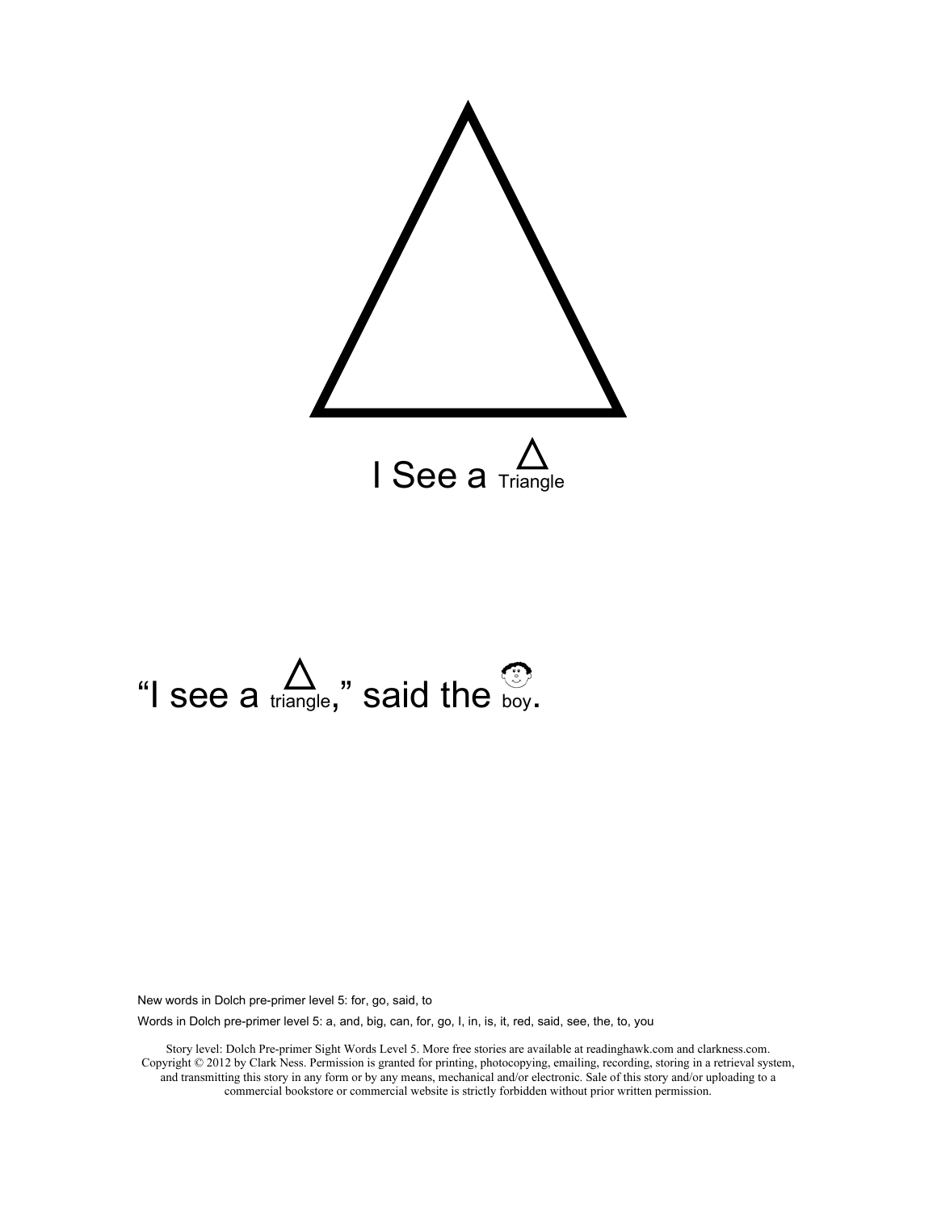I See a △ Triangle

"I see a △ triangle," said the boy.

New words in Dolch pre-primer level 5: for, go, said, to

Words in Dolch pre-primer level 5: a, and, big, can, for, go, I, in, is, it, red, said, see, the, to, you

Story level: Dolch Pre-primer Sight Words Level 5. More free stories are available at readinghawk.com and clarkness.com. Copyright © 2012 by Clark Ness. Permission is granted for printing, photocopying, emailing, recording, storing in a retrieval system, and transmitting this story in any form or by any means, mechanical and/or electronic. Sale of this story and/or uploading to a commercial bookstore or commercial website is strictly forbidden without prior written permission.